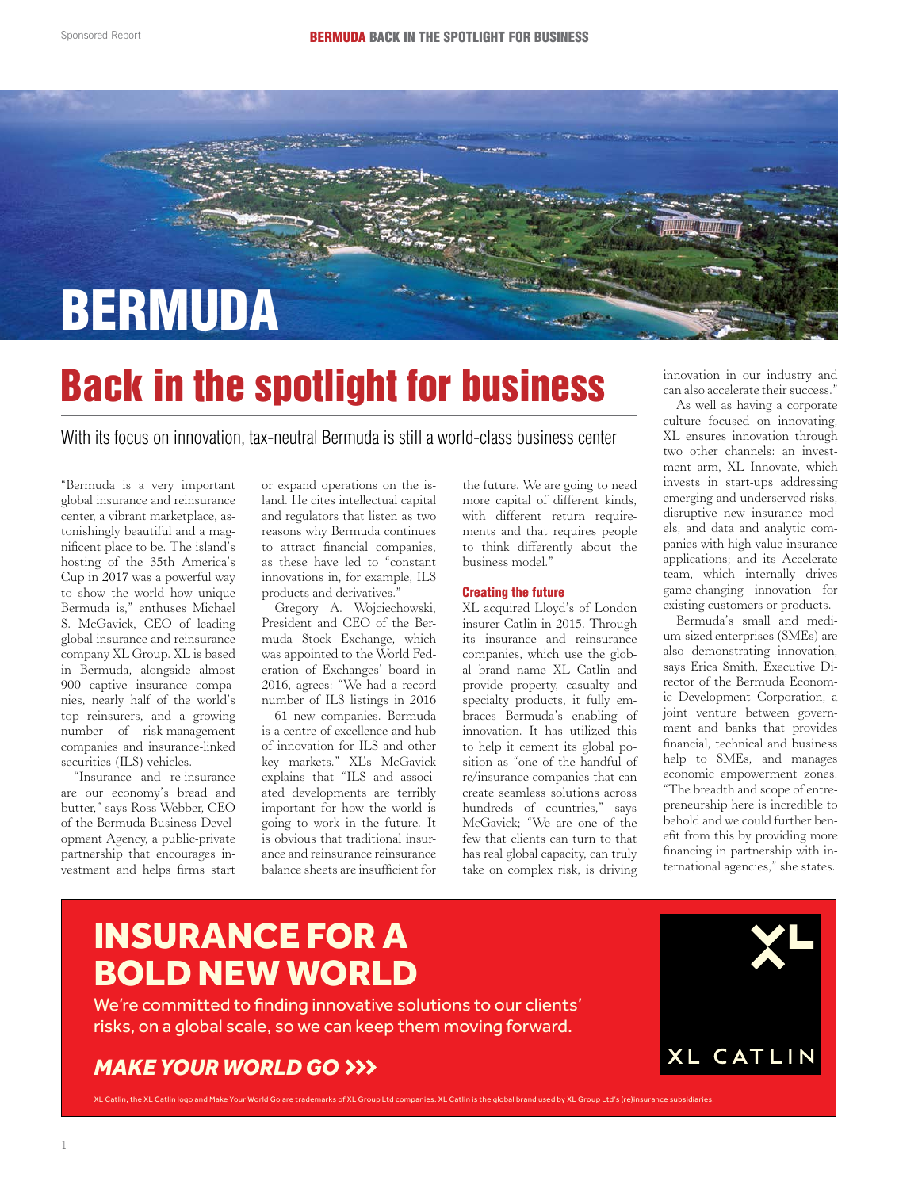Sponsored Report

# BERMUDA

# Back in the spotlight for business

With its focus on innovation, tax-neutral Bermuda is still a world-class business center

"Bermuda is a very important global insurance and reinsurance center, a vibrant marketplace, astonishingly beautiful and a magnificent place to be. The island's hosting of the 35th America's Cup in 2017 was a powerful way to show the world how unique Bermuda is," enthuses Michael S. McGavick, CEO of leading global insurance and reinsurance company XL Group. XL is based in Bermuda, alongside almost 900 captive insurance companies, nearly half of the world's top reinsurers, and a growing number of risk-management companies and insurance-linked securities (ILS) vehicles.

"Insurance and re-insurance are our economy's bread and butter," says Ross Webber, CEO of the Bermuda Business Development Agency, a public-private partnership that encourages investment and helps firms start or expand operations on the island. He cites intellectual capital and regulators that listen as two reasons why Bermuda continues to attract financial companies, as these have led to "constant innovations in, for example, ILS products and derivatives."

Gregory A. Wojciechowski, President and CEO of the Bermuda Stock Exchange, which was appointed to the World Federation of Exchanges' board in 2016, agrees: "We had a record number of ILS listings in 2016 – 61 new companies. Bermuda is a centre of excellence and hub of innovation for ILS and other key markets." XL's McGavick explains that "ILS and associated developments are terribly important for how the world is going to work in the future. It is obvious that traditional insurance and reinsurance reinsurance balance sheets are insufficient for the future. We are going to need more capital of different kinds, with different return requirements and that requires people to think differently about the business model."

### Creating the future

XL acquired Lloyd's of London insurer Catlin in 2015. Through its insurance and reinsurance companies, which use the global brand name XL Catlin and provide property, casualty and specialty products, it fully embraces Bermuda's enabling of innovation. It has utilized this to help it cement its global position as "one of the handful of re/insurance companies that can create seamless solutions across hundreds of countries," says McGavick; "We are one of the few that clients can turn to that has real global capacity, can truly take on complex risk, is driving innovation in our industry and can also accelerate their success."

As well as having a corporate culture focused on innovating, XL ensures innovation through two other channels: an investment arm, XL Innovate, which invests in start-ups addressing emerging and underserved risks, disruptive new insurance models, and data and analytic companies with high-value insurance applications; and its Accelerate team, which internally drives game-changing innovation for existing customers or products.

Bermuda's small and medium-sized enterprises (SMEs) are also demonstrating innovation, says Erica Smith, Executive Director of the Bermuda Economic Development Corporation, a joint venture between government and banks that provides financial, technical and business help to SMEs, and manages economic empowerment zones. "The breadth and scope of entrepreneurship here is incredible to behold and we could further benefit from this by providing more financing in partnership with international agencies," she states.

## INSURANCE FOR A BOLD NEW WORLD

We're committed to finding innovative solutions to our clients' risks, on a global scale, so we can keep them moving forward.

***MAKE YOUR WORLD GO >>>***

XL CATLIN

XL Catlin, the XL Catlin logo and Make Your World Go are trademarks of XL Group Ltd companies. XL Catlin is the global brand used by XL Group Ltd's (re)insurance subsidiaries.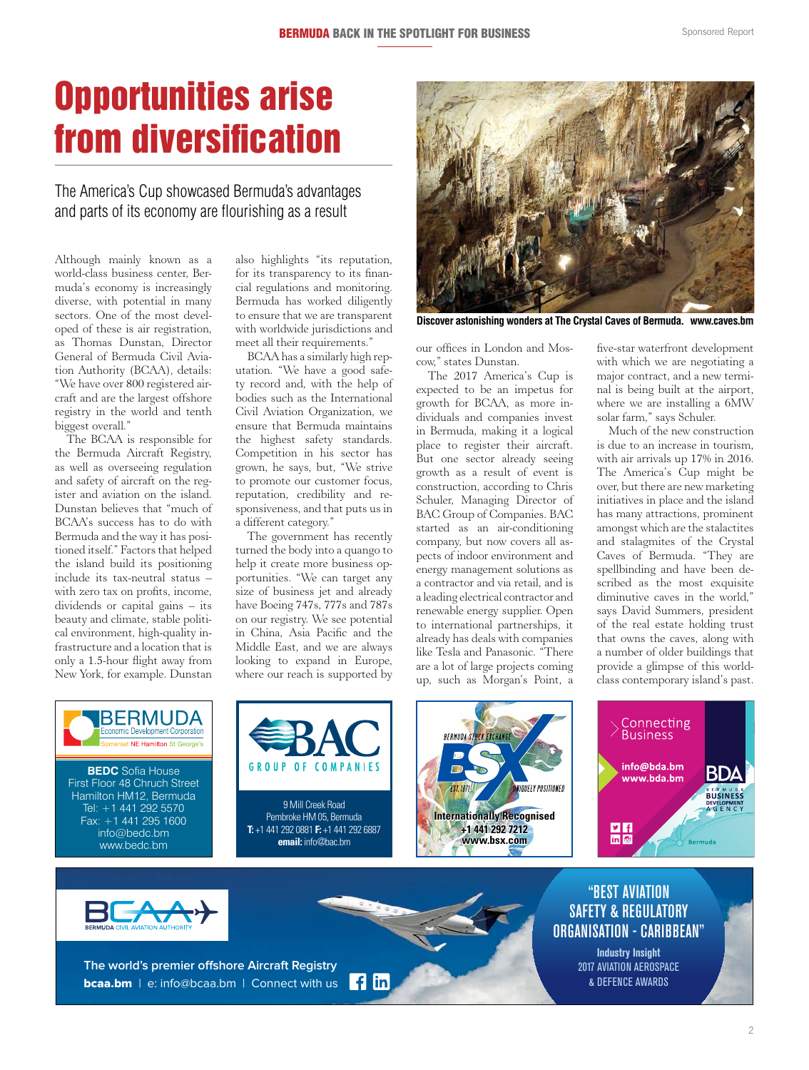# Opportunities arise from diversification

## The America's Cup showcased Bermuda's advantages and parts of its economy are flourishing as a result

Although mainly known as a world-class business center, Bermuda's economy is increasingly diverse, with potential in many sectors. One of the most developed of these is air registration, as Thomas Dunstan, Director General of Bermuda Civil Aviation Authority (BCAA), details: "We have over 800 registered aircraft and are the largest offshore registry in the world and tenth biggest overall."

The BCAA is responsible for the Bermuda Aircraft Registry, as well as overseeing regulation and safety of aircraft on the register and aviation on the island. Dunstan believes that "much of BCAA's success has to do with Bermuda and the way it has positioned itself." Factors that helped the island build its positioning include its tax-neutral status – with zero tax on profits, income, dividends or capital gains – its beauty and climate, stable political environment, high-quality infrastructure and a location that is only a 1.5-hour flight away from New York, for example. Dunstan also highlights "its reputation, for its transparency to its financial regulations and monitoring. Bermuda has worked diligently to ensure that we are transparent with worldwide jurisdictions and meet all their requirements."

BCAA has a similarly high reputation. "We have a good safety record and, with the help of bodies such as the International Civil Aviation Organization, we ensure that Bermuda maintains the highest safety standards. Competition in his sector has grown, he says, but, "We strive to promote our customer focus, reputation, credibility and responsiveness, and that puts us in a different category."

The government has recently turned the body into a quango to help it create more business opportunities. "We can target any size of business jet and already have Boeing 747s, 777s and 787s on our registry. We see potential in China, Asia Pacific and the Middle East, and we are always looking to expand in Europe, where our reach is supported by our offices in London and Moscow," states Dunstan.

The 2017 America's Cup is expected to be an impetus for growth for BCAA, as more individuals and companies invest in Bermuda, making it a logical place to register their aircraft. But one sector already seeing growth as a result of event is construction, according to Chris Schuler, Managing Director of BAC Group of Companies. BAC started as an air-conditioning company, but now covers all aspects of indoor environment and energy management solutions as a contractor and via retail, and is a leading electrical contractor and renewable energy supplier. Open to international partnerships, it already has deals with companies like Tesla and Panasonic. "There are a lot of large projects coming up, such as Morgan's Point, a five-star waterfront development with which we are negotiating a major contract, and a new terminal is being built at the airport, where we are installing a 6MW solar farm," says Schuler.

Much of the new construction is due to an increase in tourism, with air arrivals up 17% in 2016. The America's Cup might be over, but there are new marketing initiatives in place and the island has many attractions, prominent amongst which are the stalactites and stalagmites of the Crystal Caves of Bermuda. "They are spellbinding and have been described as the most exquisite diminutive caves in the world," says David Summers, president of the real estate holding trust that owns the caves, along with a number of older buildings that provide a glimpse of this world-class contemporary island's past.

**Discover astonishing wonders at The Crystal Caves of Bermuda. www.caves.bm**

---

BERMUDA Economic Development Corporation
Somerset NE Hamilton St George's

**BEDC** Sofia House
First Floor 48 Chruch Street
Hamilton HM12, Bermuda
Tel: +1 441 292 5570
Fax: +1 441 295 1600
info@bedc.bm
www.bedc.bm

---

BAC GROUP OF COMPANIES

9 Mill Creek Road
Pembroke HM 05, Bermuda
**T:** +1 441 292 0881 **F:** +1 441 292 6887
**email:** info@bac.bm

---

BERMUDA STOCK EXCHANGE
BSX
EST. 1971 UNIQUELY POSITIONED
**Internationally Recognised**
**+1 441 292 7212**
**www.bsx.com**

---

Connecting Business
**info@bda.bm**
**www.bda.bm**
BDA BERMUDA BUSINESS DEVELOPMENT AGENCY

---

BCAA BERMUDA CIVIL AVIATION AUTHORITY

**The world's premier offshore Aircraft Registry**
**bcaa.bm** | e: info@bcaa.bm | Connect with us

"BEST AVIATION SAFETY & REGULATORY ORGANISATION - CARIBBEAN"
**Industry Insight**
2017 AVIATION AEROSPACE & DEFENCE AWARDS